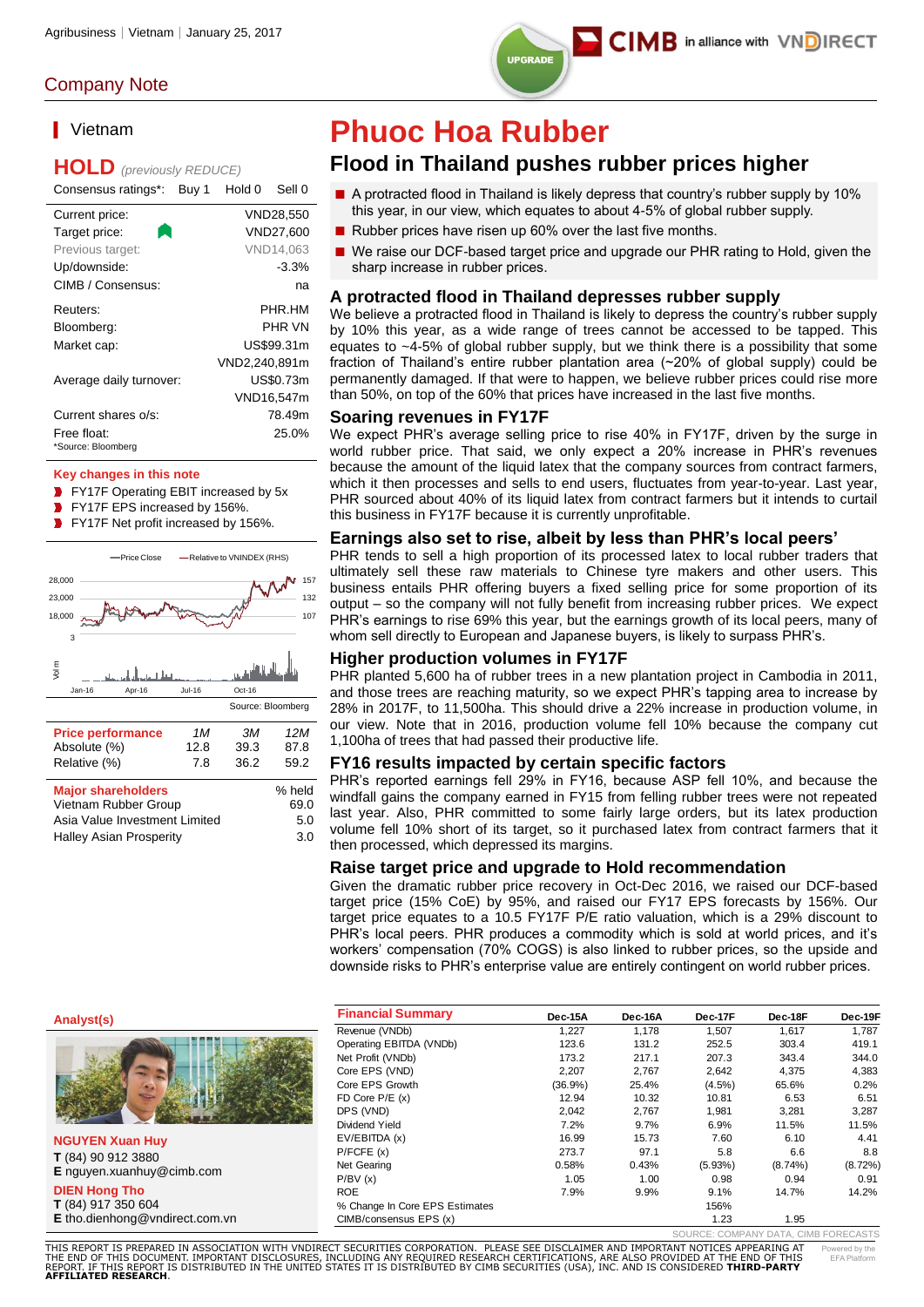Agribusiness | Vietnam | January 25, 2017

Company Note

UPGRADE

# Phuoc Hoa Rubber

## Flood in Thailand pushes rubber prices higher

- A protracted flood in Thailand is likely depress that country's rubber supply by 10% this year, in our view, which equates to about 4-5% of global rubber supply.
- Rubber prices have risen up 60% over the last five months.
- We raise our DCF-based target price and upgrade our PHR rating to Hold, given the sharp increase in rubber prices.

### Vietnam

**HOLD** *(previously REDUCE)*

Consensus ratings*: Buy 1 Hold 0 Sell 0

| | |
|---|---|
| Current price: | VND28,550 |
| Target price: | VND27,600 |
| Previous target: | VND14,063 |
| Up/downside: | -3.3% |
| CIMB / Consensus: | na |
| Reuters: | PHR.HM |
| Bloomberg: | PHR VN |
| Market cap: | US$99.31m |
| | VND2,240,891m |
| Average daily turnover: | US$0.73m |
| | VND16,547m |
| Current shares o/s: | 78.49m |
| Free float: | 25.0% |

*Source: Bloomberg

**Key changes in this note**

- FY17F Operating EBIT increased by 5x
- FY17F EPS increased by 156%.
- FY17F Net profit increased by 156%.

Source: Bloomberg

| Price performance | 1M | 3M | 12M |
|---|---|---|---|
| Absolute (%) | 12.8 | 39.3 | 87.8 |
| Relative (%) | 7.8 | 36.2 | 59.2 |

| Major shareholders | % held |
|---|---|
| Vietnam Rubber Group | 69.0 |
| Asia Value Investment Limited | 5.0 |
| Halley Asian Prosperity | 3.0 |

### A protracted flood in Thailand depresses rubber supply

We believe a protracted flood in Thailand is likely to depress the country's rubber supply by 10% this year, as a wide range of trees cannot be accessed to be tapped. This equates to ~4-5% of global rubber supply, but we think there is a possibility that some fraction of Thailand's entire rubber plantation area (~20% of global supply) could be permanently damaged. If that were to happen, we believe rubber prices could rise more than 50%, on top of the 60% that prices have increased in the last five months.

### Soaring revenues in FY17F

We expect PHR's average selling price to rise 40% in FY17F, driven by the surge in world rubber price. That said, we only expect a 20% increase in PHR's revenues because the amount of the liquid latex that the company sources from contract farmers, which it then processes and sells to end users, fluctuates from year-to-year. Last year, PHR sourced about 40% of its liquid latex from contract farmers but it intends to curtail this business in FY17F because it is currently unprofitable.

### Earnings also set to rise, albeit by less than PHR's local peers'

PHR tends to sell a high proportion of its processed latex to local rubber traders that ultimately sell these raw materials to Chinese tyre makers and other users. This business entails PHR offering buyers a fixed selling price for some proportion of its output – so the company will not fully benefit from increasing rubber prices. We expect PHR's earnings to rise 69% this year, but the earnings growth of its local peers, many of whom sell directly to European and Japanese buyers, is likely to surpass PHR's.

### Higher production volumes in FY17F

PHR planted 5,600 ha of rubber trees in a new plantation project in Cambodia in 2011, and those trees are reaching maturity, so we expect PHR's tapping area to increase by 28% in 2017F, to 11,500ha. This should drive a 22% increase in production volume, in our view. Note that in 2016, production volume fell 10% because the company cut 1,100ha of trees that had passed their productive life.

### FY16 results impacted by certain specific factors

PHR's reported earnings fell 29% in FY16, because ASP fell 10%, and because the windfall gains the company earned in FY15 from felling rubber trees were not repeated last year. Also, PHR committed to some fairly large orders, but its latex production volume fell 10% short of its target, so it purchased latex from contract farmers that it then processed, which depressed its margins.

### Raise target price and upgrade to Hold recommendation

Given the dramatic rubber price recovery in Oct-Dec 2016, we raised our DCF-based target price (15% CoE) by 95%, and raised our FY17 EPS forecasts by 156%. Our target price equates to a 10.5 FY17F P/E ratio valuation, which is a 29% discount to PHR's local peers. PHR produces a commodity which is sold at world prices, and it's workers' compensation (70% COGS) is also linked to rubber prices, so the upside and downside risks to PHR's enterprise value are entirely contingent on world rubber prices.

**Analyst(s)**

**NGUYEN Xuan Huy**
**T** (84) 90 912 3880
**E** nguyen.xuanhuy@cimb.com

**DIEN Hong Tho**
**T** (84) 917 350 604
**E** tho.dienhong@vndirect.com.vn

| Financial Summary | Dec-15A | Dec-16A | Dec-17F | Dec-18F | Dec-19F |
|---|---|---|---|---|---|
| Revenue (VNDb) | 1,227 | 1,178 | 1,507 | 1,617 | 1,787 |
| Operating EBITDA (VNDb) | 123.6 | 131.2 | 252.5 | 303.4 | 419.1 |
| Net Profit (VNDb) | 173.2 | 217.1 | 207.3 | 343.4 | 344.0 |
| Core EPS (VND) | 2,207 | 2,767 | 2,642 | 4,375 | 4,383 |
| Core EPS Growth | (36.9%) | 25.4% | (4.5%) | 65.6% | 0.2% |
| FD Core P/E (x) | 12.94 | 10.32 | 10.81 | 6.53 | 6.51 |
| DPS (VND) | 2,042 | 2,767 | 1,981 | 3,281 | 3,287 |
| Dividend Yield | 7.2% | 9.7% | 6.9% | 11.5% | 11.5% |
| EV/EBITDA (x) | 16.99 | 15.73 | 7.60 | 6.10 | 4.41 |
| P/FCFE (x) | 273.7 | 97.1 | 5.8 | 6.6 | 8.8 |
| Net Gearing | 0.58% | 0.43% | (5.93%) | (8.74%) | (8.72%) |
| P/BV (x) | 1.05 | 1.00 | 0.98 | 0.94 | 0.91 |
| ROE | 7.9% | 9.9% | 9.1% | 14.7% | 14.2% |
| % Change In Core EPS Estimates | | | 156% | | |
| CIMB/consensus EPS (x) | | | 1.23 | 1.95 | |

SOURCE: COMPANY DATA, CIMB FORECASTS

THIS REPORT IS PREPARED IN ASSOCIATION WITH VNDIRECT SECURITIES CORPORATION. PLEASE SEE DISCLAIMER AND IMPORTANT NOTICES APPEARING AT THE END OF THIS DOCUMENT. IMPORTANT DISCLOSURES, INCLUDING ANY REQUIRED RESEARCH CERTIFICATIONS, ARE ALSO PROVIDED AT THE END OF THIS REPORT. IF THIS REPORT IS DISTRIBUTED IN THE UNITED STATES IT IS DISTRIBUTED BY CIMB SECURITIES (USA), INC. AND IS CONSIDERED **THIRD-PARTY AFFILIATED RESEARCH**.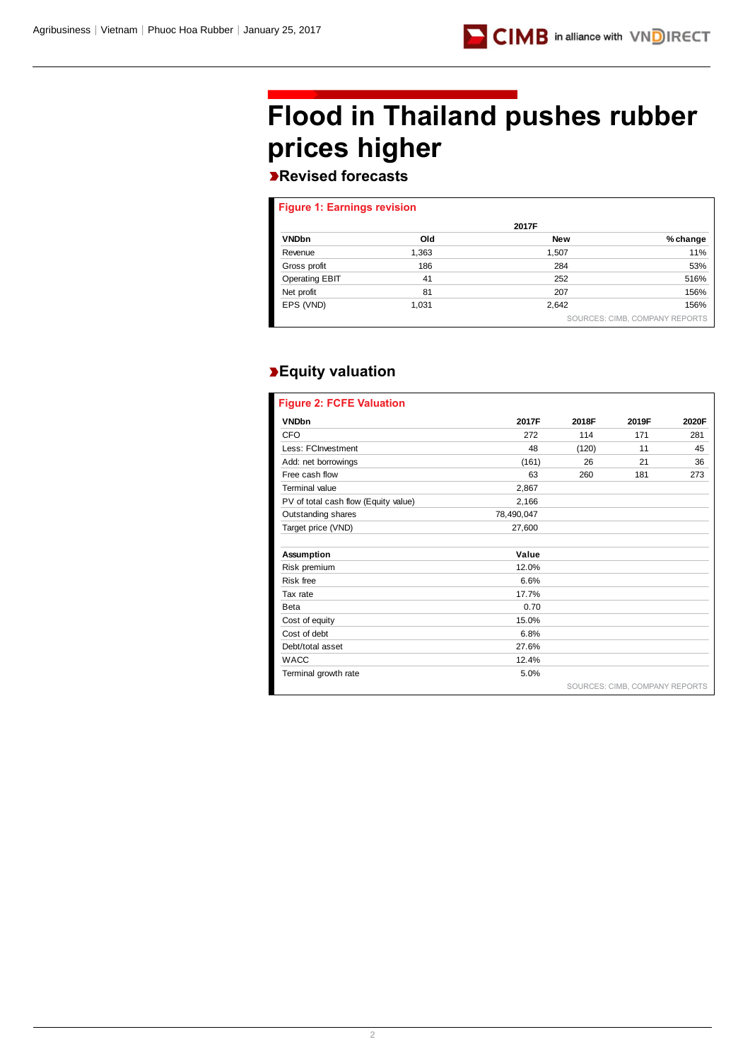# Flood in Thailand pushes rubber prices higher

## Revised forecasts

**Figure 1: Earnings revision**

| | 2017F | | |
|---|---|---|---|
| **VNDbn** | **Old** | **New** | **% change** |
| Revenue | 1,363 | 1,507 | 11% |
| Gross profit | 186 | 284 | 53% |
| Operating EBIT | 41 | 252 | 516% |
| Net profit | 81 | 207 | 156% |
| EPS (VND) | 1,031 | 2,642 | 156% |

SOURCES: CIMB, COMPANY REPORTS

## Equity valuation

**Figure 2: FCFE Valuation**

| VNDbn | 2017F | 2018F | 2019F | 2020F |
|---|---|---|---|---|
| CFO | 272 | 114 | 171 | 281 |
| Less: FCInvestment | 48 | (120) | 11 | 45 |
| Add: net borrowings | (161) | 26 | 21 | 36 |
| Free cash flow | 63 | 260 | 181 | 273 |
| Terminal value | 2,867 | | | |
| PV of total cash flow (Equity value) | 2,166 | | | |
| Outstanding shares | 78,490,047 | | | |
| Target price (VND) | 27,600 | | | |
| | | | | |
| **Assumption** | **Value** | | | |
| Risk premium | 12.0% | | | |
| Risk free | 6.6% | | | |
| Tax rate | 17.7% | | | |
| Beta | 0.70 | | | |
| Cost of equity | 15.0% | | | |
| Cost of debt | 6.8% | | | |
| Debt/total asset | 27.6% | | | |
| WACC | 12.4% | | | |
| Terminal growth rate | 5.0% | | | |

SOURCES: CIMB, COMPANY REPORTS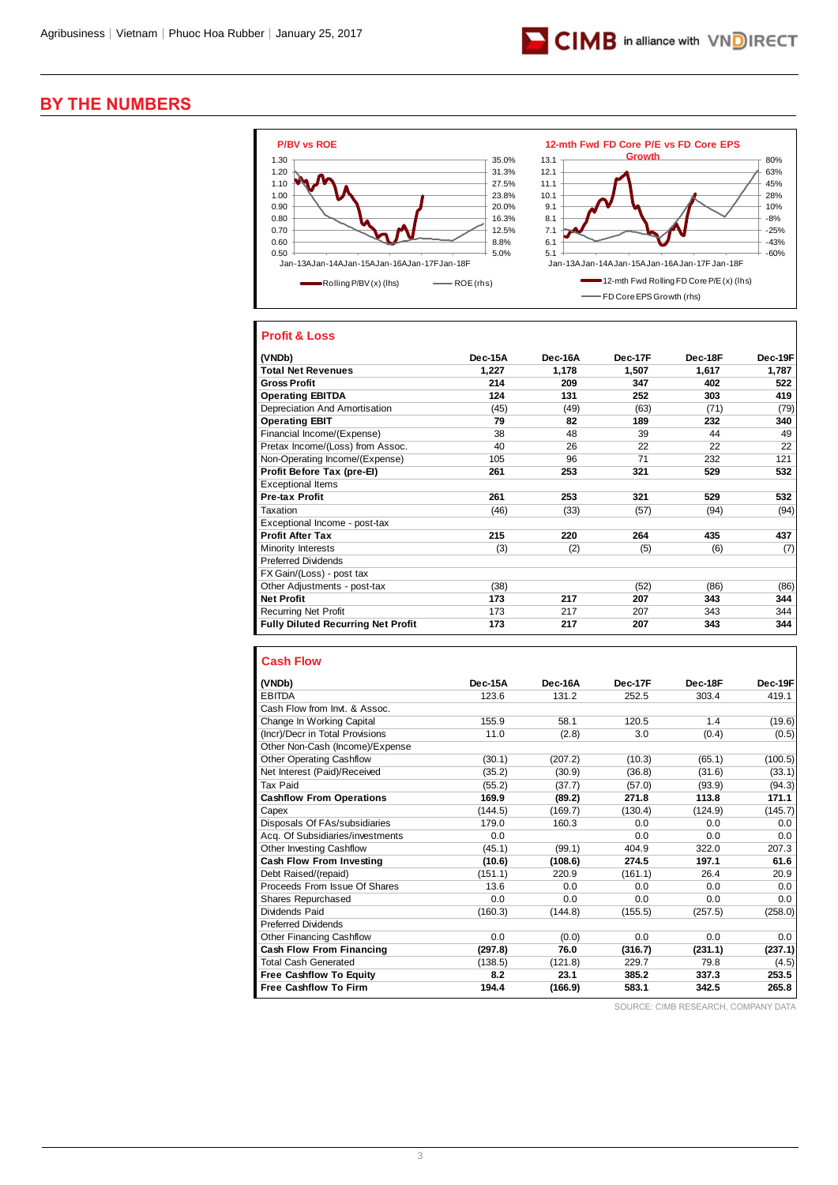# BY THE NUMBERS

**P/BV vs ROE**

Rolling P/BV (x) (lhs) — ROE (rhs)

**12-mth Fwd FD Core P/E vs FD Core EPS Growth**

12-mth Fwd Rolling FD Core P/E (x) (lhs) — FD Core EPS Growth (rhs)

## Profit & Loss

| (VNDb) | Dec-15A | Dec-16A | Dec-17F | Dec-18F | Dec-19F |
|---|---|---|---|---|---|
| **Total Net Revenues** | 1,227 | 1,178 | 1,507 | 1,617 | 1,787 |
| **Gross Profit** | 214 | 209 | 347 | 402 | 522 |
| **Operating EBITDA** | 124 | 131 | 252 | 303 | 419 |
| Depreciation And Amortisation | (45) | (49) | (63) | (71) | (79) |
| **Operating EBIT** | 79 | 82 | 189 | 232 | 340 |
| Financial Income/(Expense) | 38 | 48 | 39 | 44 | 49 |
| Pretax Income/(Loss) from Assoc. | 40 | 26 | 22 | 22 | 22 |
| Non-Operating Income/(Expense) | 105 | 96 | 71 | 232 | 121 |
| **Profit Before Tax (pre-EI)** | 261 | 253 | 321 | 529 | 532 |
| Exceptional Items | | | | | |
| **Pre-tax Profit** | 261 | 253 | 321 | 529 | 532 |
| Taxation | (46) | (33) | (57) | (94) | (94) |
| Exceptional Income - post-tax | | | | | |
| **Profit After Tax** | 215 | 220 | 264 | 435 | 437 |
| Minority Interests | (3) | (2) | (5) | (6) | (7) |
| Preferred Dividends | | | | | |
| FX Gain/(Loss) - post tax | | | | | |
| Other Adjustments - post-tax | (38) | | (52) | (86) | (86) |
| **Net Profit** | 173 | 217 | 207 | 343 | 344 |
| Recurring Net Profit | 173 | 217 | 207 | 343 | 344 |
| **Fully Diluted Recurring Net Profit** | 173 | 217 | 207 | 343 | 344 |

## Cash Flow

| (VNDb) | Dec-15A | Dec-16A | Dec-17F | Dec-18F | Dec-19F |
|---|---|---|---|---|---|
| EBITDA | 123.6 | 131.2 | 252.5 | 303.4 | 419.1 |
| Cash Flow from Invt. & Assoc. | | | | | |
| Change In Working Capital | 155.9 | 58.1 | 120.5 | 1.4 | (19.6) |
| (Incr)/Decr in Total Provisions | 11.0 | (2.8) | 3.0 | (0.4) | (0.5) |
| Other Non-Cash (Income)/Expense | | | | | |
| Other Operating Cashflow | (30.1) | (207.2) | (10.3) | (65.1) | (100.5) |
| Net Interest (Paid)/Received | (35.2) | (30.9) | (36.8) | (31.6) | (33.1) |
| Tax Paid | (55.2) | (37.7) | (57.0) | (93.9) | (94.3) |
| **Cashflow From Operations** | 169.9 | (89.2) | 271.8 | 113.8 | 171.1 |
| Capex | (144.5) | (169.7) | (130.4) | (124.9) | (145.7) |
| Disposals Of FAs/subsidiaries | 179.0 | 160.3 | 0.0 | 0.0 | 0.0 |
| Acq. Of Subsidiaries/investments | 0.0 | | 0.0 | 0.0 | 0.0 |
| Other Investing Cashflow | (45.1) | (99.1) | 404.9 | 322.0 | 207.3 |
| **Cash Flow From Investing** | (10.6) | (108.6) | 274.5 | 197.1 | 61.6 |
| Debt Raised/(repaid) | (151.1) | 220.9 | (161.1) | 26.4 | 20.9 |
| Proceeds From Issue Of Shares | 13.6 | 0.0 | 0.0 | 0.0 | 0.0 |
| Shares Repurchased | 0.0 | 0.0 | 0.0 | 0.0 | 0.0 |
| Dividends Paid | (160.3) | (144.8) | (155.5) | (257.5) | (258.0) |
| Preferred Dividends | | | | | |
| Other Financing Cashflow | 0.0 | (0.0) | 0.0 | 0.0 | 0.0 |
| **Cash Flow From Financing** | (297.8) | 76.0 | (316.7) | (231.1) | (237.1) |
| Total Cash Generated | (138.5) | (121.8) | 229.7 | 79.8 | (4.5) |
| **Free Cashflow To Equity** | 8.2 | 23.1 | 385.2 | 337.3 | 253.5 |
| **Free Cashflow To Firm** | 194.4 | (166.9) | 583.1 | 342.5 | 265.8 |

SOURCE: CIMB RESEARCH, COMPANY DATA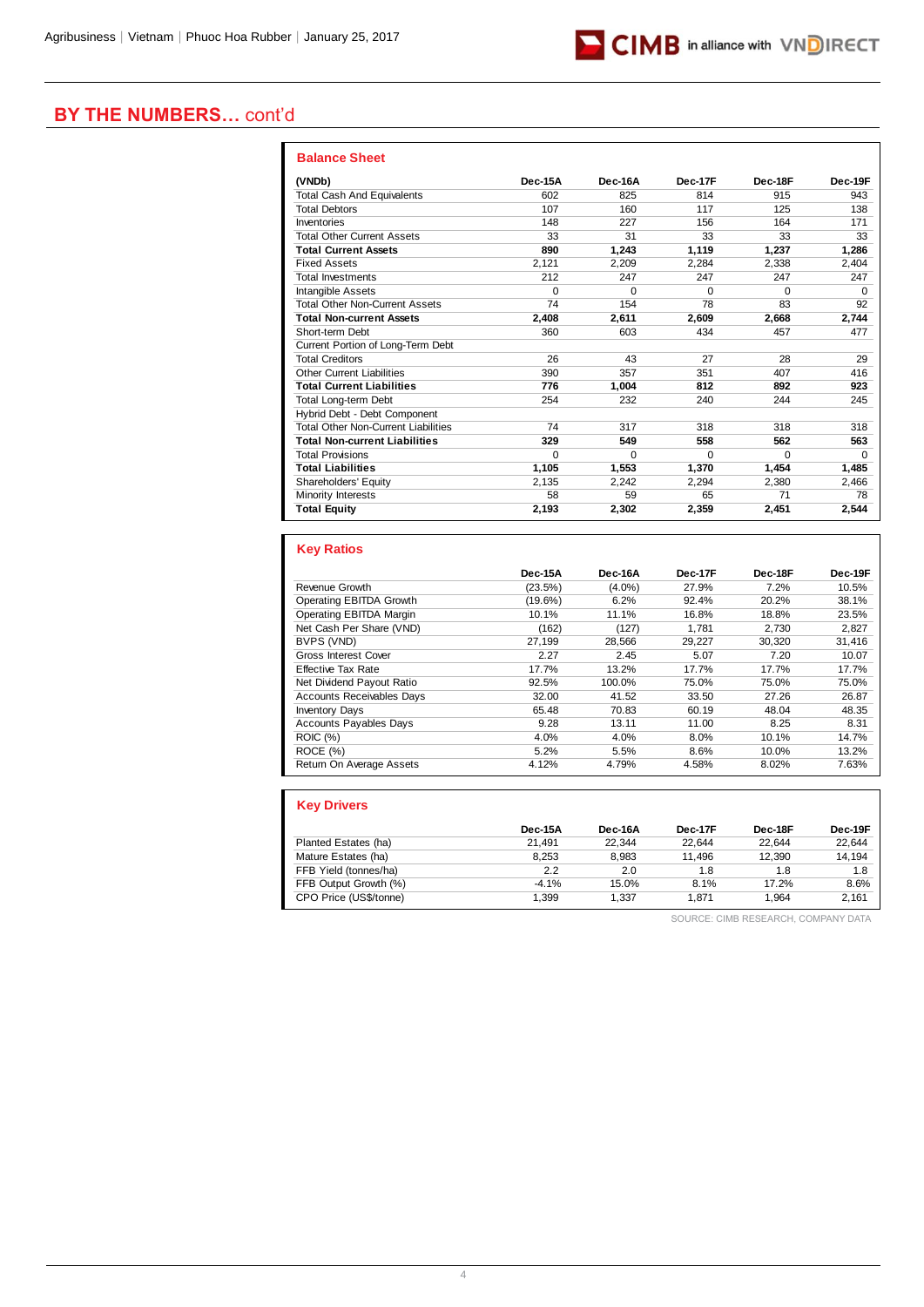## BY THE NUMBERS… cont'd

### Balance Sheet

| (VNDb) | Dec-15A | Dec-16A | Dec-17F | Dec-18F | Dec-19F |
|---|---|---|---|---|---|
| Total Cash And Equivalents | 602 | 825 | 814 | 915 | 943 |
| Total Debtors | 107 | 160 | 117 | 125 | 138 |
| Inventories | 148 | 227 | 156 | 164 | 171 |
| Total Other Current Assets | 33 | 31 | 33 | 33 | 33 |
| **Total Current Assets** | **890** | **1,243** | **1,119** | **1,237** | **1,286** |
| Fixed Assets | 2,121 | 2,209 | 2,284 | 2,338 | 2,404 |
| Total Investments | 212 | 247 | 247 | 247 | 247 |
| Intangible Assets | 0 | 0 | 0 | 0 | 0 |
| Total Other Non-Current Assets | 74 | 154 | 78 | 83 | 92 |
| **Total Non-current Assets** | **2,408** | **2,611** | **2,609** | **2,668** | **2,744** |
| Short-term Debt | 360 | 603 | 434 | 457 | 477 |
| Current Portion of Long-Term Debt | | | | | |
| Total Creditors | 26 | 43 | 27 | 28 | 29 |
| Other Current Liabilities | 390 | 357 | 351 | 407 | 416 |
| **Total Current Liabilities** | **776** | **1,004** | **812** | **892** | **923** |
| Total Long-term Debt | 254 | 232 | 240 | 244 | 245 |
| Hybrid Debt - Debt Component | | | | | |
| Total Other Non-Current Liabilities | 74 | 317 | 318 | 318 | 318 |
| **Total Non-current Liabilities** | **329** | **549** | **558** | **562** | **563** |
| Total Provisions | 0 | 0 | 0 | 0 | 0 |
| **Total Liabilities** | **1,105** | **1,553** | **1,370** | **1,454** | **1,485** |
| Shareholders' Equity | 2,135 | 2,242 | 2,294 | 2,380 | 2,466 |
| Minority Interests | 58 | 59 | 65 | 71 | 78 |
| **Total Equity** | **2,193** | **2,302** | **2,359** | **2,451** | **2,544** |

### Key Ratios

| | Dec-15A | Dec-16A | Dec-17F | Dec-18F | Dec-19F |
|---|---|---|---|---|---|
| Revenue Growth | (23.5%) | (4.0%) | 27.9% | 7.2% | 10.5% |
| Operating EBITDA Growth | (19.6%) | 6.2% | 92.4% | 20.2% | 38.1% |
| Operating EBITDA Margin | 10.1% | 11.1% | 16.8% | 18.8% | 23.5% |
| Net Cash Per Share (VND) | (162) | (127) | 1,781 | 2,730 | 2,827 |
| BVPS (VND) | 27,199 | 28,566 | 29,227 | 30,320 | 31,416 |
| Gross Interest Cover | 2.27 | 2.45 | 5.07 | 7.20 | 10.07 |
| Effective Tax Rate | 17.7% | 13.2% | 17.7% | 17.7% | 17.7% |
| Net Dividend Payout Ratio | 92.5% | 100.0% | 75.0% | 75.0% | 75.0% |
| Accounts Receivables Days | 32.00 | 41.52 | 33.50 | 27.26 | 26.87 |
| Inventory Days | 65.48 | 70.83 | 60.19 | 48.04 | 48.35 |
| Accounts Payables Days | 9.28 | 13.11 | 11.00 | 8.25 | 8.31 |
| ROIC (%) | 4.0% | 4.0% | 8.0% | 10.1% | 14.7% |
| ROCE (%) | 5.2% | 5.5% | 8.6% | 10.0% | 13.2% |
| Return On Average Assets | 4.12% | 4.79% | 4.58% | 8.02% | 7.63% |

### Key Drivers

| | Dec-15A | Dec-16A | Dec-17F | Dec-18F | Dec-19F |
|---|---|---|---|---|---|
| Planted Estates (ha) | 21,491 | 22,344 | 22,644 | 22,644 | 22,644 |
| Mature Estates (ha) | 8,253 | 8,983 | 11,496 | 12,390 | 14,194 |
| FFB Yield (tonnes/ha) | 2.2 | 2.0 | 1.8 | 1.8 | 1.8 |
| FFB Output Growth (%) | -4.1% | 15.0% | 8.1% | 17.2% | 8.6% |
| CPO Price (US$/tonne) | 1,399 | 1,337 | 1,871 | 1,964 | 2,161 |

SOURCE: CIMB RESEARCH, COMPANY DATA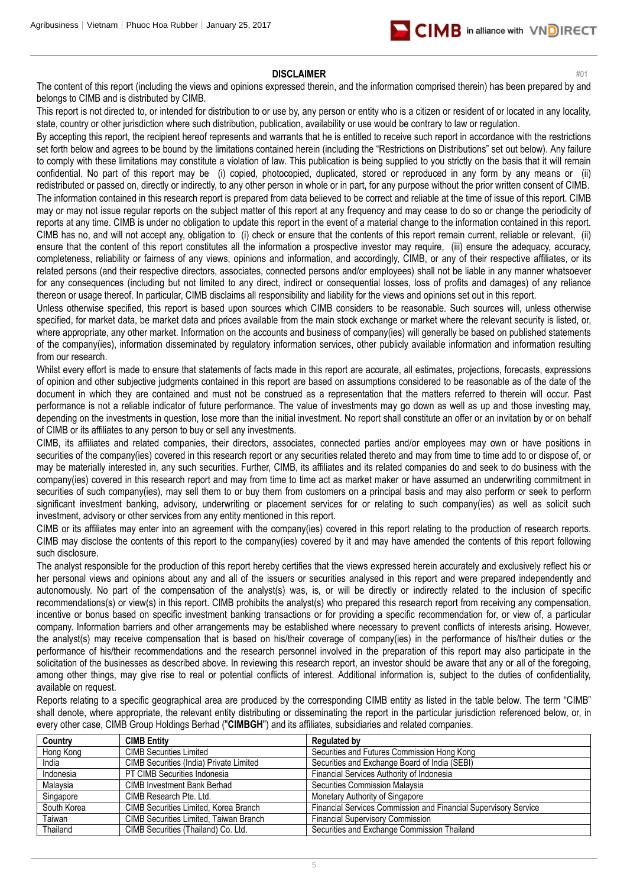## DISCLAIMER

#01

The content of this report (including the views and opinions expressed therein, and the information comprised therein) has been prepared by and belongs to CIMB and is distributed by CIMB.

This report is not directed to, or intended for distribution to or use by, any person or entity who is a citizen or resident of or located in any locality, state, country or other jurisdiction where such distribution, publication, availability or use would be contrary to law or regulation.

By accepting this report, the recipient hereof represents and warrants that he is entitled to receive such report in accordance with the restrictions set forth below and agrees to be bound by the limitations contained herein (including the "Restrictions on Distributions" set out below). Any failure to comply with these limitations may constitute a violation of law. This publication is being supplied to you strictly on the basis that it will remain confidential. No part of this report may be (i) copied, photocopied, duplicated, stored or reproduced in any form by any means or (ii) redistributed or passed on, directly or indirectly, to any other person in whole or in part, for any purpose without the prior written consent of CIMB.

The information contained in this research report is prepared from data believed to be correct and reliable at the time of issue of this report. CIMB may or may not issue regular reports on the subject matter of this report at any frequency and may cease to do so or change the periodicity of reports at any time. CIMB is under no obligation to update this report in the event of a material change to the information contained in this report. CIMB has no, and will not accept any, obligation to (i) check or ensure that the contents of this report remain current, reliable or relevant, (ii) ensure that the content of this report constitutes all the information a prospective investor may require, (iii) ensure the adequacy, accuracy, completeness, reliability or fairness of any views, opinions and information, and accordingly, CIMB, or any of their respective affiliates, or its related persons (and their respective directors, associates, connected persons and/or employees) shall not be liable in any manner whatsoever for any consequences (including but not limited to any direct, indirect or consequential losses, loss of profits and damages) of any reliance thereon or usage thereof. In particular, CIMB disclaims all responsibility and liability for the views and opinions set out in this report.

Unless otherwise specified, this report is based upon sources which CIMB considers to be reasonable. Such sources will, unless otherwise specified, for market data, be market data and prices available from the main stock exchange or market where the relevant security is listed, or, where appropriate, any other market. Information on the accounts and business of company(ies) will generally be based on published statements of the company(ies), information disseminated by regulatory information services, other publicly available information and information resulting from our research.

Whilst every effort is made to ensure that statements of facts made in this report are accurate, all estimates, projections, forecasts, expressions of opinion and other subjective judgments contained in this report are based on assumptions considered to be reasonable as of the date of the document in which they are contained and must not be construed as a representation that the matters referred to therein will occur. Past performance is not a reliable indicator of future performance. The value of investments may go down as well as up and those investing may, depending on the investments in question, lose more than the initial investment. No report shall constitute an offer or an invitation by or on behalf of CIMB or its affiliates to any person to buy or sell any investments.

CIMB, its affiliates and related companies, their directors, associates, connected parties and/or employees may own or have positions in securities of the company(ies) covered in this research report or any securities related thereto and may from time to time add to or dispose of, or may be materially interested in, any such securities. Further, CIMB, its affiliates and its related companies do and seek to do business with the company(ies) covered in this research report and may from time to time act as market maker or have assumed an underwriting commitment in securities of such company(ies), may sell them to or buy them from customers on a principal basis and may also perform or seek to perform significant investment banking, advisory, underwriting or placement services for or relating to such company(ies) as well as solicit such investment, advisory or other services from any entity mentioned in this report.

CIMB or its affiliates may enter into an agreement with the company(ies) covered in this report relating to the production of research reports. CIMB may disclose the contents of this report to the company(ies) covered by it and may have amended the contents of this report following such disclosure.

The analyst responsible for the production of this report hereby certifies that the views expressed herein accurately and exclusively reflect his or her personal views and opinions about any and all of the issuers or securities analysed in this report and were prepared independently and autonomously. No part of the compensation of the analyst(s) was, is, or will be directly or indirectly related to the inclusion of specific recommendations(s) or view(s) in this report. CIMB prohibits the analyst(s) who prepared this research report from receiving any compensation, incentive or bonus based on specific investment banking transactions or for providing a specific recommendation for, or view of, a particular company. Information barriers and other arrangements may be established where necessary to prevent conflicts of interests arising. However, the analyst(s) may receive compensation that is based on his/their coverage of company(ies) in the performance of his/their duties or the performance of his/their recommendations and the research personnel involved in the preparation of this report may also participate in the solicitation of the businesses as described above. In reviewing this research report, an investor should be aware that any or all of the foregoing, among other things, may give rise to real or potential conflicts of interest. Additional information is, subject to the duties of confidentiality, available on request.

Reports relating to a specific geographical area are produced by the corresponding CIMB entity as listed in the table below. The term "CIMB" shall denote, where appropriate, the relevant entity distributing or disseminating the report in the particular jurisdiction referenced below, or, in every other case, CIMB Group Holdings Berhad ("**CIMBGH**") and its affiliates, subsidiaries and related companies.

| Country | CIMB Entity | Regulated by |
|---|---|---|
| Hong Kong | CIMB Securities Limited | Securities and Futures Commission Hong Kong |
| India | CIMB Securities (India) Private Limited | Securities and Exchange Board of India (SEBI) |
| Indonesia | PT CIMB Securities Indonesia | Financial Services Authority of Indonesia |
| Malaysia | CIMB Investment Bank Berhad | Securities Commission Malaysia |
| Singapore | CIMB Research Pte. Ltd. | Monetary Authority of Singapore |
| South Korea | CIMB Securities Limited, Korea Branch | Financial Services Commission and Financial Supervisory Service |
| Taiwan | CIMB Securities Limited, Taiwan Branch | Financial Supervisory Commission |
| Thailand | CIMB Securities (Thailand) Co. Ltd. | Securities and Exchange Commission Thailand |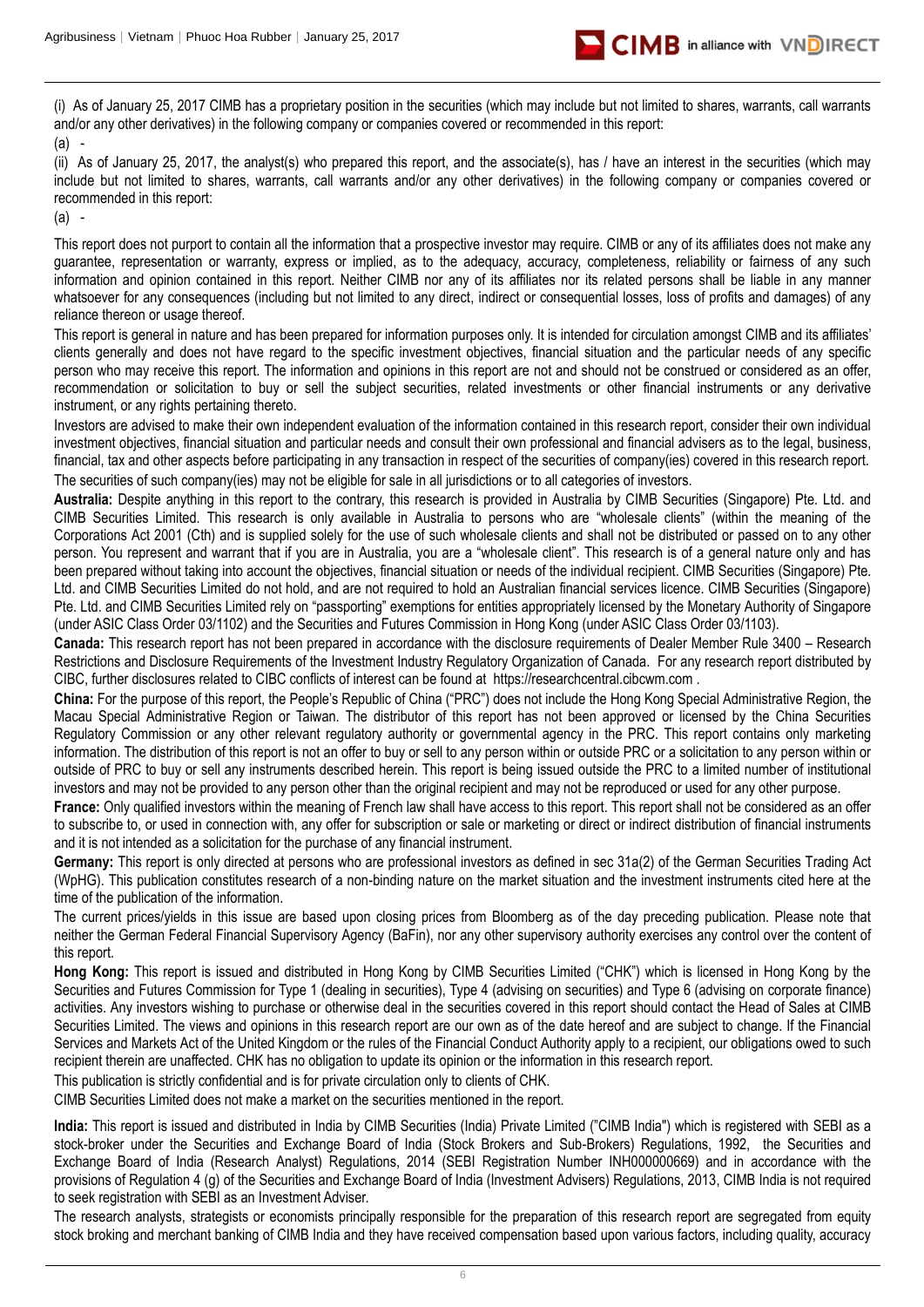(i) As of January 25, 2017 CIMB has a proprietary position in the securities (which may include but not limited to shares, warrants, call warrants and/or any other derivatives) in the following company or companies covered or recommended in this report:

(a) -

(ii) As of January 25, 2017, the analyst(s) who prepared this report, and the associate(s), has / have an interest in the securities (which may include but not limited to shares, warrants, call warrants and/or any other derivatives) in the following company or companies covered or recommended in this report:

(a) -

This report does not purport to contain all the information that a prospective investor may require. CIMB or any of its affiliates does not make any guarantee, representation or warranty, express or implied, as to the adequacy, accuracy, completeness, reliability or fairness of any such information and opinion contained in this report. Neither CIMB nor any of its affiliates nor its related persons shall be liable in any manner whatsoever for any consequences (including but not limited to any direct, indirect or consequential losses, loss of profits and damages) of any reliance thereon or usage thereof.

This report is general in nature and has been prepared for information purposes only. It is intended for circulation amongst CIMB and its affiliates' clients generally and does not have regard to the specific investment objectives, financial situation and the particular needs of any specific person who may receive this report. The information and opinions in this report are not and should not be construed or considered as an offer, recommendation or solicitation to buy or sell the subject securities, related investments or other financial instruments or any derivative instrument, or any rights pertaining thereto.

Investors are advised to make their own independent evaluation of the information contained in this research report, consider their own individual investment objectives, financial situation and particular needs and consult their own professional and financial advisers as to the legal, business, financial, tax and other aspects before participating in any transaction in respect of the securities of company(ies) covered in this research report. The securities of such company(ies) may not be eligible for sale in all jurisdictions or to all categories of investors.

**Australia:** Despite anything in this report to the contrary, this research is provided in Australia by CIMB Securities (Singapore) Pte. Ltd. and CIMB Securities Limited. This research is only available in Australia to persons who are "wholesale clients" (within the meaning of the Corporations Act 2001 (Cth) and is supplied solely for the use of such wholesale clients and shall not be distributed or passed on to any other person. You represent and warrant that if you are in Australia, you are a "wholesale client". This research is of a general nature only and has been prepared without taking into account the objectives, financial situation or needs of the individual recipient. CIMB Securities (Singapore) Pte. Ltd. and CIMB Securities Limited do not hold, and are not required to hold an Australian financial services licence. CIMB Securities (Singapore) Pte. Ltd. and CIMB Securities Limited rely on "passporting" exemptions for entities appropriately licensed by the Monetary Authority of Singapore (under ASIC Class Order 03/1102) and the Securities and Futures Commission in Hong Kong (under ASIC Class Order 03/1103).

**Canada:** This research report has not been prepared in accordance with the disclosure requirements of Dealer Member Rule 3400 – Research Restrictions and Disclosure Requirements of the Investment Industry Regulatory Organization of Canada. For any research report distributed by CIBC, further disclosures related to CIBC conflicts of interest can be found at https://researchcentral.cibcwm.com .

**China:** For the purpose of this report, the People's Republic of China ("PRC") does not include the Hong Kong Special Administrative Region, the Macau Special Administrative Region or Taiwan. The distributor of this report has not been approved or licensed by the China Securities Regulatory Commission or any other relevant regulatory authority or governmental agency in the PRC. This report contains only marketing information. The distribution of this report is not an offer to buy or sell to any person within or outside PRC or a solicitation to any person within or outside of PRC to buy or sell any instruments described herein. This report is being issued outside the PRC to a limited number of institutional investors and may not be provided to any person other than the original recipient and may not be reproduced or used for any other purpose.

**France:** Only qualified investors within the meaning of French law shall have access to this report. This report shall not be considered as an offer to subscribe to, or used in connection with, any offer for subscription or sale or marketing or direct or indirect distribution of financial instruments and it is not intended as a solicitation for the purchase of any financial instrument.

**Germany:** This report is only directed at persons who are professional investors as defined in sec 31a(2) of the German Securities Trading Act (WpHG). This publication constitutes research of a non-binding nature on the market situation and the investment instruments cited here at the time of the publication of the information.

The current prices/yields in this issue are based upon closing prices from Bloomberg as of the day preceding publication. Please note that neither the German Federal Financial Supervisory Agency (BaFin), nor any other supervisory authority exercises any control over the content of this report.

**Hong Kong:** This report is issued and distributed in Hong Kong by CIMB Securities Limited ("CHK") which is licensed in Hong Kong by the Securities and Futures Commission for Type 1 (dealing in securities), Type 4 (advising on securities) and Type 6 (advising on corporate finance) activities. Any investors wishing to purchase or otherwise deal in the securities covered in this report should contact the Head of Sales at CIMB Securities Limited. The views and opinions in this research report are our own as of the date hereof and are subject to change. If the Financial Services and Markets Act of the United Kingdom or the rules of the Financial Conduct Authority apply to a recipient, our obligations owed to such recipient therein are unaffected. CHK has no obligation to update its opinion or the information in this research report.

This publication is strictly confidential and is for private circulation only to clients of CHK.

CIMB Securities Limited does not make a market on the securities mentioned in the report.

**India:** This report is issued and distributed in India by CIMB Securities (India) Private Limited ("CIMB India") which is registered with SEBI as a stock-broker under the Securities and Exchange Board of India (Stock Brokers and Sub-Brokers) Regulations, 1992, the Securities and Exchange Board of India (Research Analyst) Regulations, 2014 (SEBI Registration Number INH000000669) and in accordance with the provisions of Regulation 4 (g) of the Securities and Exchange Board of India (Investment Advisers) Regulations, 2013, CIMB India is not required to seek registration with SEBI as an Investment Adviser.

The research analysts, strategists or economists principally responsible for the preparation of this research report are segregated from equity stock broking and merchant banking of CIMB India and they have received compensation based upon various factors, including quality, accuracy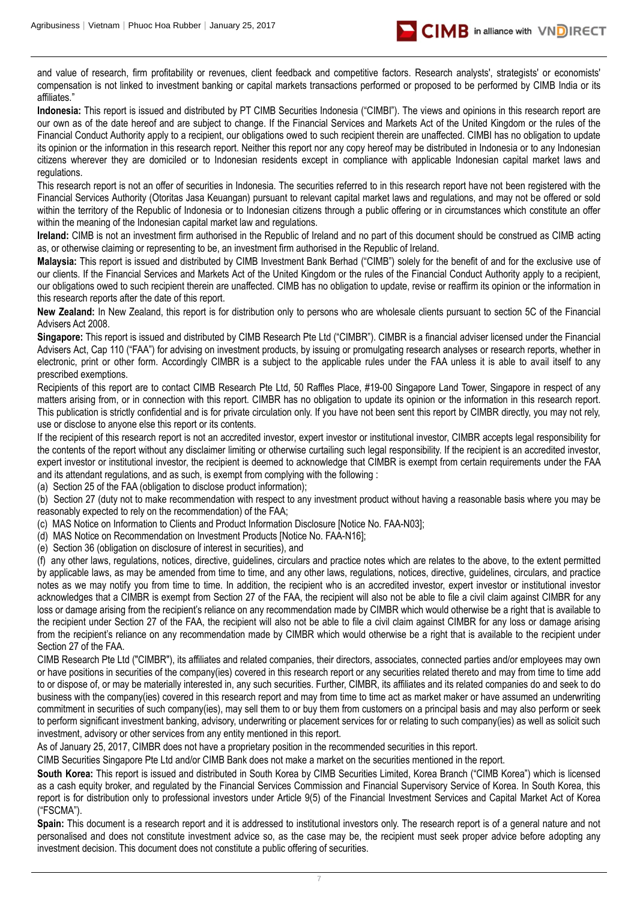and value of research, firm profitability or revenues, client feedback and competitive factors. Research analysts', strategists' or economists' compensation is not linked to investment banking or capital markets transactions performed or proposed to be performed by CIMB India or its affiliates."

**Indonesia:** This report is issued and distributed by PT CIMB Securities Indonesia ("CIMBI"). The views and opinions in this research report are our own as of the date hereof and are subject to change. If the Financial Services and Markets Act of the United Kingdom or the rules of the Financial Conduct Authority apply to a recipient, our obligations owed to such recipient therein are unaffected. CIMBI has no obligation to update its opinion or the information in this research report. Neither this report nor any copy hereof may be distributed in Indonesia or to any Indonesian citizens wherever they are domiciled or to Indonesian residents except in compliance with applicable Indonesian capital market laws and regulations.

This research report is not an offer of securities in Indonesia. The securities referred to in this research report have not been registered with the Financial Services Authority (Otoritas Jasa Keuangan) pursuant to relevant capital market laws and regulations, and may not be offered or sold within the territory of the Republic of Indonesia or to Indonesian citizens through a public offering or in circumstances which constitute an offer within the meaning of the Indonesian capital market law and regulations.

**Ireland:** CIMB is not an investment firm authorised in the Republic of Ireland and no part of this document should be construed as CIMB acting as, or otherwise claiming or representing to be, an investment firm authorised in the Republic of Ireland.

**Malaysia:** This report is issued and distributed by CIMB Investment Bank Berhad ("CIMB") solely for the benefit of and for the exclusive use of our clients. If the Financial Services and Markets Act of the United Kingdom or the rules of the Financial Conduct Authority apply to a recipient, our obligations owed to such recipient therein are unaffected. CIMB has no obligation to update, revise or reaffirm its opinion or the information in this research reports after the date of this report.

**New Zealand:** In New Zealand, this report is for distribution only to persons who are wholesale clients pursuant to section 5C of the Financial Advisers Act 2008.

**Singapore:** This report is issued and distributed by CIMB Research Pte Ltd ("CIMBR"). CIMBR is a financial adviser licensed under the Financial Advisers Act, Cap 110 ("FAA") for advising on investment products, by issuing or promulgating research analyses or research reports, whether in electronic, print or other form. Accordingly CIMBR is a subject to the applicable rules under the FAA unless it is able to avail itself to any prescribed exemptions.

Recipients of this report are to contact CIMB Research Pte Ltd, 50 Raffles Place, #19-00 Singapore Land Tower, Singapore in respect of any matters arising from, or in connection with this report. CIMBR has no obligation to update its opinion or the information in this research report. This publication is strictly confidential and is for private circulation only. If you have not been sent this report by CIMBR directly, you may not rely, use or disclose to anyone else this report or its contents.

If the recipient of this research report is not an accredited investor, expert investor or institutional investor, CIMBR accepts legal responsibility for the contents of the report without any disclaimer limiting or otherwise curtailing such legal responsibility. If the recipient is an accredited investor, expert investor or institutional investor, the recipient is deemed to acknowledge that CIMBR is exempt from certain requirements under the FAA and its attendant regulations, and as such, is exempt from complying with the following :

(a) Section 25 of the FAA (obligation to disclose product information);

(b) Section 27 (duty not to make recommendation with respect to any investment product without having a reasonable basis where you may be reasonably expected to rely on the recommendation) of the FAA;

(c) MAS Notice on Information to Clients and Product Information Disclosure [Notice No. FAA-N03];

(d) MAS Notice on Recommendation on Investment Products [Notice No. FAA-N16];

(e) Section 36 (obligation on disclosure of interest in securities), and

(f) any other laws, regulations, notices, directive, guidelines, circulars and practice notes which are relates to the above, to the extent permitted by applicable laws, as may be amended from time to time, and any other laws, regulations, notices, directive, guidelines, circulars, and practice notes as we may notify you from time to time. In addition, the recipient who is an accredited investor, expert investor or institutional investor acknowledges that a CIMBR is exempt from Section 27 of the FAA, the recipient will also not be able to file a civil claim against CIMBR for any loss or damage arising from the recipient's reliance on any recommendation made by CIMBR which would otherwise be a right that is available to the recipient under Section 27 of the FAA, the recipient will also not be able to file a civil claim against CIMBR for any loss or damage arising from the recipient's reliance on any recommendation made by CIMBR which would otherwise be a right that is available to the recipient under Section 27 of the FAA.

CIMB Research Pte Ltd ("CIMBR"), its affiliates and related companies, their directors, associates, connected parties and/or employees may own or have positions in securities of the company(ies) covered in this research report or any securities related thereto and may from time to time add to or dispose of, or may be materially interested in, any such securities. Further, CIMBR, its affiliates and its related companies do and seek to do business with the company(ies) covered in this research report and may from time to time act as market maker or have assumed an underwriting commitment in securities of such company(ies), may sell them to or buy them from customers on a principal basis and may also perform or seek to perform significant investment banking, advisory, underwriting or placement services for or relating to such company(ies) as well as solicit such investment, advisory or other services from any entity mentioned in this report.

As of January 25, 2017, CIMBR does not have a proprietary position in the recommended securities in this report.

CIMB Securities Singapore Pte Ltd and/or CIMB Bank does not make a market on the securities mentioned in the report.

**South Korea:** This report is issued and distributed in South Korea by CIMB Securities Limited, Korea Branch ("CIMB Korea") which is licensed as a cash equity broker, and regulated by the Financial Services Commission and Financial Supervisory Service of Korea. In South Korea, this report is for distribution only to professional investors under Article 9(5) of the Financial Investment Services and Capital Market Act of Korea ("FSCMA").

**Spain:** This document is a research report and it is addressed to institutional investors only. The research report is of a general nature and not personalised and does not constitute investment advice so, as the case may be, the recipient must seek proper advice before adopting any investment decision. This document does not constitute a public offering of securities.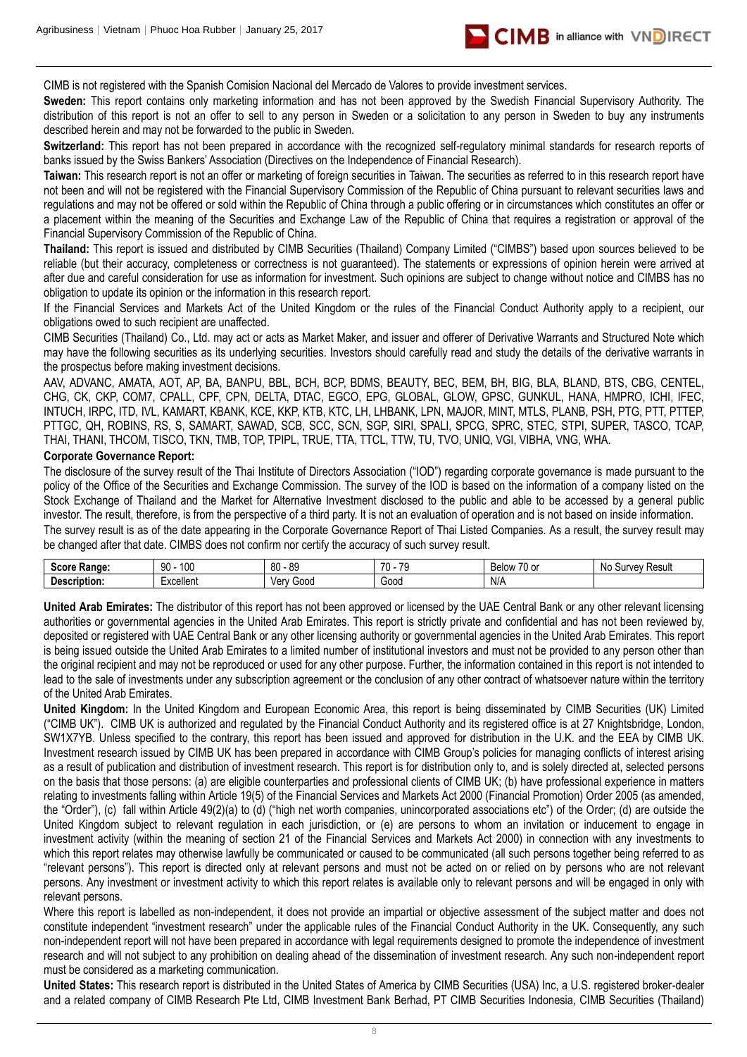CIMB is not registered with the Spanish Comision Nacional del Mercado de Valores to provide investment services.

**Sweden:** This report contains only marketing information and has not been approved by the Swedish Financial Supervisory Authority. The distribution of this report is not an offer to sell to any person in Sweden or a solicitation to any person in Sweden to buy any instruments described herein and may not be forwarded to the public in Sweden.

**Switzerland:** This report has not been prepared in accordance with the recognized self-regulatory minimal standards for research reports of banks issued by the Swiss Bankers' Association (Directives on the Independence of Financial Research).

**Taiwan:** This research report is not an offer or marketing of foreign securities in Taiwan. The securities as referred to in this research report have not been and will not be registered with the Financial Supervisory Commission of the Republic of China pursuant to relevant securities laws and regulations and may not be offered or sold within the Republic of China through a public offering or in circumstances which constitutes an offer or a placement within the meaning of the Securities and Exchange Law of the Republic of China that requires a registration or approval of the Financial Supervisory Commission of the Republic of China.

**Thailand:** This report is issued and distributed by CIMB Securities (Thailand) Company Limited ("CIMBS") based upon sources believed to be reliable (but their accuracy, completeness or correctness is not guaranteed). The statements or expressions of opinion herein were arrived at after due and careful consideration for use as information for investment. Such opinions are subject to change without notice and CIMBS has no obligation to update its opinion or the information in this research report.

If the Financial Services and Markets Act of the United Kingdom or the rules of the Financial Conduct Authority apply to a recipient, our obligations owed to such recipient are unaffected.

CIMB Securities (Thailand) Co., Ltd. may act or acts as Market Maker, and issuer and offerer of Derivative Warrants and Structured Note which may have the following securities as its underlying securities. Investors should carefully read and study the details of the derivative warrants in the prospectus before making investment decisions.

AAV, ADVANC, AMATA, AOT, AP, BA, BANPU, BBL, BCH, BCP, BDMS, BEAUTY, BEC, BEM, BH, BIG, BLA, BLAND, BTS, CBG, CENTEL, CHG, CK, CKP, COM7, CPALL, CPF, CPN, DELTA, DTAC, EGCO, EPG, GLOBAL, GLOW, GPSC, GUNKUL, HANA, HMPRO, ICHI, IFEC, INTUCH, IRPC, ITD, IVL, KAMART, KBANK, KCE, KKP, KTB, KTC, LH, LHBANK, LPN, MAJOR, MINT, MTLS, PLANB, PSH, PTG, PTT, PTTEP, PTTGC, QH, ROBINS, RS, S, SAMART, SAWAD, SCB, SCC, SCN, SGP, SIRI, SPALI, SPCG, SPRC, STEC, STPI, SUPER, TASCO, TCAP, THAI, THANI, THCOM, TISCO, TKN, TMB, TOP, TPIPL, TRUE, TTA, TTCL, TTW, TU, TVO, UNIQ, VGI, VIBHA, VNG, WHA.

**Corporate Governance Report:**

The disclosure of the survey result of the Thai Institute of Directors Association ("IOD") regarding corporate governance is made pursuant to the policy of the Office of the Securities and Exchange Commission. The survey of the IOD is based on the information of a company listed on the Stock Exchange of Thailand and the Market for Alternative Investment disclosed to the public and able to be accessed by a general public investor. The result, therefore, is from the perspective of a third party. It is not an evaluation of operation and is not based on inside information.

The survey result is as of the date appearing in the Corporate Governance Report of Thai Listed Companies. As a result, the survey result may be changed after that date. CIMBS does not confirm nor certify the accuracy of such survey result.

| **Score Range:** | 90 - 100 | 80 - 89 | 70 - 79 | Below 70 or | No Survey Result |
|---|---|---|---|---|---|
| **Description:** | Excellent | Very Good | Good | N/A | |

**United Arab Emirates:** The distributor of this report has not been approved or licensed by the UAE Central Bank or any other relevant licensing authorities or governmental agencies in the United Arab Emirates. This report is strictly private and confidential and has not been reviewed by, deposited or registered with UAE Central Bank or any other licensing authority or governmental agencies in the United Arab Emirates. This report is being issued outside the United Arab Emirates to a limited number of institutional investors and must not be provided to any person other than the original recipient and may not be reproduced or used for any other purpose. Further, the information contained in this report is not intended to lead to the sale of investments under any subscription agreement or the conclusion of any other contract of whatsoever nature within the territory of the United Arab Emirates.

**United Kingdom:** In the United Kingdom and European Economic Area, this report is being disseminated by CIMB Securities (UK) Limited ("CIMB UK"). CIMB UK is authorized and regulated by the Financial Conduct Authority and its registered office is at 27 Knightsbridge, London, SW1X7YB. Unless specified to the contrary, this report has been issued and approved for distribution in the U.K. and the EEA by CIMB UK. Investment research issued by CIMB UK has been prepared in accordance with CIMB Group's policies for managing conflicts of interest arising as a result of publication and distribution of investment research. This report is for distribution only to, and is solely directed at, selected persons on the basis that those persons: (a) are eligible counterparties and professional clients of CIMB UK; (b) have professional experience in matters relating to investments falling within Article 19(5) of the Financial Services and Markets Act 2000 (Financial Promotion) Order 2005 (as amended, the "Order"), (c) fall within Article 49(2)(a) to (d) ("high net worth companies, unincorporated associations etc") of the Order; (d) are outside the United Kingdom subject to relevant regulation in each jurisdiction, or (e) are persons to whom an invitation or inducement to engage in investment activity (within the meaning of section 21 of the Financial Services and Markets Act 2000) in connection with any investments to which this report relates may otherwise lawfully be communicated or caused to be communicated (all such persons together being referred to as "relevant persons"). This report is directed only at relevant persons and must not be acted on or relied on by persons who are not relevant persons. Any investment or investment activity to which this report relates is available only to relevant persons and will be engaged in only with relevant persons.

Where this report is labelled as non-independent, it does not provide an impartial or objective assessment of the subject matter and does not constitute independent "investment research" under the applicable rules of the Financial Conduct Authority in the UK. Consequently, any such non-independent report will not have been prepared in accordance with legal requirements designed to promote the independence of investment research and will not subject to any prohibition on dealing ahead of the dissemination of investment research. Any such non-independent report must be considered as a marketing communication.

**United States:** This research report is distributed in the United States of America by CIMB Securities (USA) Inc, a U.S. registered broker-dealer and a related company of CIMB Research Pte Ltd, CIMB Investment Bank Berhad, PT CIMB Securities Indonesia, CIMB Securities (Thailand)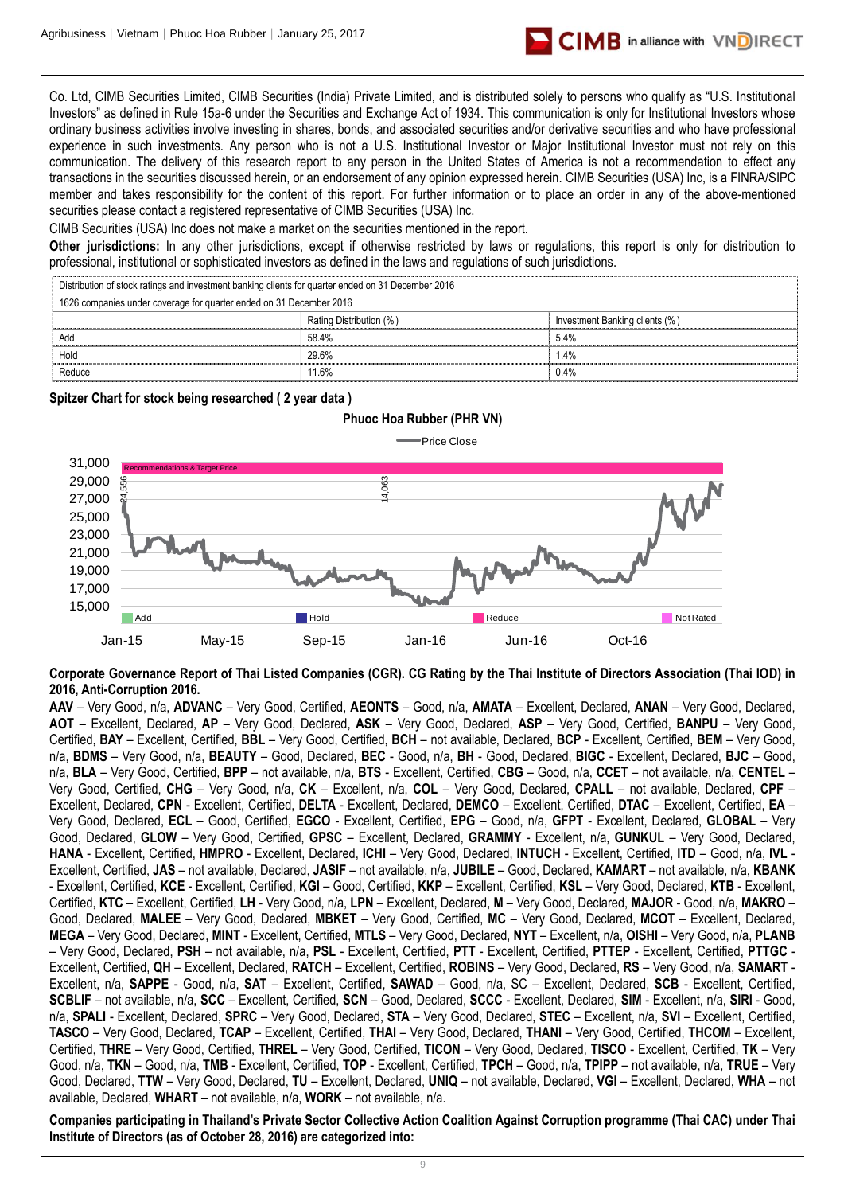Co. Ltd, CIMB Securities Limited, CIMB Securities (India) Private Limited, and is distributed solely to persons who qualify as "U.S. Institutional Investors" as defined in Rule 15a-6 under the Securities and Exchange Act of 1934. This communication is only for Institutional Investors whose ordinary business activities involve investing in shares, bonds, and associated securities and/or derivative securities and who have professional experience in such investments. Any person who is not a U.S. Institutional Investor or Major Institutional Investor must not rely on this communication. The delivery of this research report to any person in the United States of America is not a recommendation to effect any transactions in the securities discussed herein, or an endorsement of any opinion expressed herein. CIMB Securities (USA) Inc, is a FINRA/SIPC member and takes responsibility for the content of this report. For further information or to place an order in any of the above-mentioned securities please contact a registered representative of CIMB Securities (USA) Inc.

CIMB Securities (USA) Inc does not make a market on the securities mentioned in the report.

**Other jurisdictions:** In any other jurisdictions, except if otherwise restricted by laws or regulations, this report is only for distribution to professional, institutional or sophisticated investors as defined in the laws and regulations of such jurisdictions.

| Distribution of stock ratings and investment banking clients for quarter ended on 31 December 2016 | | |
|---|---|---|
| 1626 companies under coverage for quarter ended on 31 December 2016 | | |
| | Rating Distribution (%) | Investment Banking clients (%) |
| Add | 58.4% | 5.4% |
| Hold | 29.6% | 1.4% |
| Reduce | 11.6% | 0.4% |

**Spitzer Chart for stock being researched ( 2 year data )**

**Phuoc Hoa Rubber (PHR VN)**

**Corporate Governance Report of Thai Listed Companies (CGR). CG Rating by the Thai Institute of Directors Association (Thai IOD) in 2016, Anti-Corruption 2016.**

**AAV** – Very Good, n/a, **ADVANC** – Very Good, Certified, **AEONTS** – Good, n/a, **AMATA** – Excellent, Declared, **ANAN** – Very Good, Declared, **AOT** – Excellent, Declared, **AP** – Very Good, Declared, **ASK** – Very Good, Declared, **ASP** – Very Good, Certified, **BANPU** – Very Good, Certified, **BAY** – Excellent, Certified, **BBL** – Very Good, Certified, **BCH** – not available, Declared, **BCP** - Excellent, Certified, **BEM** – Very Good, n/a, **BDMS** – Very Good, n/a, **BEAUTY** – Good, Declared, **BEC** - Good, n/a, **BH** - Good, Declared, **BIGC** - Excellent, Declared, **BJC** – Good, n/a, **BLA** – Very Good, Certified, **BPP** – not available, n/a, **BTS** - Excellent, Certified, **CBG** – Good, n/a, **CCET** – not available, n/a, **CENTEL** – Very Good, Certified, **CHG** – Very Good, n/a, **CK** – Excellent, n/a, **COL** – Very Good, Declared, **CPALL** – not available, Declared, **CPF** – Excellent, Declared, **CPN** - Excellent, Certified, **DELTA** - Excellent, Declared, **DEMCO** – Excellent, Certified, **DTAC** – Excellent, Certified, **EA** – Very Good, Declared, **ECL** – Good, Certified, **EGCO** - Excellent, Certified, **EPG** – Good, n/a, **GFPT** - Excellent, Declared, **GLOBAL** – Very Good, Declared, **GLOW** – Very Good, Certified, **GPSC** – Excellent, Declared, **GRAMMY** - Excellent, n/a, **GUNKUL** – Very Good, Declared, **HANA** - Excellent, Certified, **HMPRO** - Excellent, Declared, **ICHI** – Very Good, Declared, **INTUCH** - Excellent, Certified, **ITD** – Good, n/a, **IVL** - Excellent, Certified, **JAS** – not available, Declared, **JASIF** – not available, n/a, **JUBILE** – Good, Declared, **KAMART** – not available, n/a, **KBANK** - Excellent, Certified, **KCE** - Excellent, Certified, **KGI** – Good, Certified, **KKP** – Excellent, Certified, **KSL** – Very Good, Declared, **KTB** - Excellent, Certified, **KTC** – Excellent, Certified, **LH** - Very Good, n/a, **LPN** – Excellent, Declared, **M** – Very Good, Declared, **MAJOR** - Good, n/a, **MAKRO** – Good, Declared, **MALEE** – Very Good, Declared, **MBKET** – Very Good, Certified, **MC** – Very Good, Declared, **MCOT** – Excellent, Declared, **MEGA** – Very Good, Declared, **MINT** - Excellent, Certified, **MTLS** – Very Good, Declared, **NYT** – Excellent, n/a, **OISHI** – Very Good, n/a, **PLANB** – Very Good, Declared, **PSH** – not available, n/a, **PSL** - Excellent, Certified, **PTT** - Excellent, Certified, **PTTEP** - Excellent, Certified, **PTTGC** - Excellent, Certified, **QH** – Excellent, Declared, **RATCH** – Excellent, Certified, **ROBINS** – Very Good, Declared, **RS** – Very Good, n/a, **SAMART** - Excellent, n/a, **SAPPE** - Good, n/a, **SAT** – Excellent, Certified, **SAWAD** – Good, n/a, SC – Excellent, Declared, **SCB** - Excellent, Certified, **SCBLIF** – not available, n/a, **SCC** – Excellent, Certified, **SCN** – Good, Declared, **SCCC** - Excellent, Declared, **SIM** - Excellent, n/a, **SIRI** - Good, n/a, **SPALI** - Excellent, Declared, **SPRC** – Very Good, Declared, **STA** – Very Good, Declared, **STEC** – Excellent, n/a, **SVI** – Excellent, Certified, **TASCO** – Very Good, Declared, **TCAP** – Excellent, Certified, **THAI** – Very Good, Declared, **THANI** – Very Good, Certified, **THCOM** – Excellent, Certified, **THRE** – Very Good, Certified, **THREL** – Very Good, Certified, **TICON** – Very Good, Declared, **TISCO** - Excellent, Certified, **TK** – Very Good, n/a, **TKN** – Good, n/a, **TMB** - Excellent, Certified, **TOP** - Excellent, Certified, **TPCH** – Good, n/a, **TPIPP** – not available, n/a, **TRUE** – Very Good, Declared, **TTW** – Very Good, Declared, **TU** – Excellent, Declared, **UNIQ** – not available, Declared, **VGI** – Excellent, Declared, **WHA** – not available, Declared, **WHART** – not available, n/a, **WORK** – not available, n/a.

**Companies participating in Thailand's Private Sector Collective Action Coalition Against Corruption programme (Thai CAC) under Thai Institute of Directors (as of October 28, 2016) are categorized into:**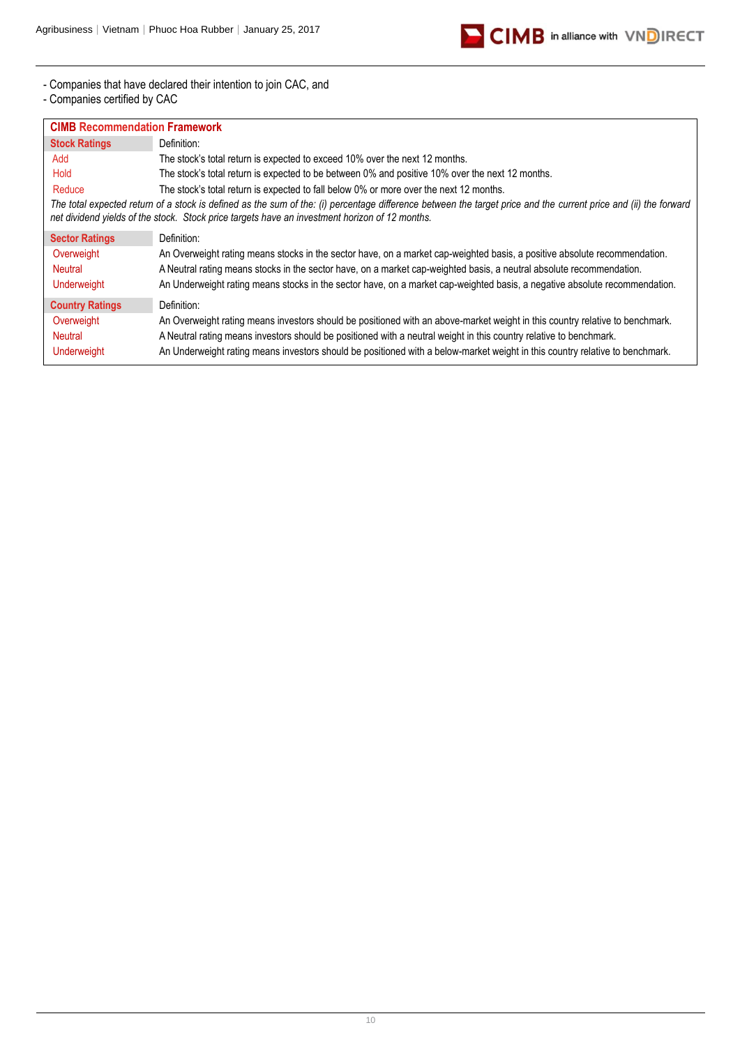- Companies that have declared their intention to join CAC, and
- Companies certified by CAC

| CIMB Recommendation Framework | |
|---|---|
| **Stock Ratings** | Definition: |
| Add | The stock's total return is expected to exceed 10% over the next 12 months. |
| Hold | The stock's total return is expected to be between 0% and positive 10% over the next 12 months. |
| Reduce | The stock's total return is expected to fall below 0% or more over the next 12 months. |
| *The total expected return of a stock is defined as the sum of the: (i) percentage difference between the target price and the current price and (ii) the forward net dividend yields of the stock. Stock price targets have an investment horizon of 12 months.* | |
| **Sector Ratings** | Definition: |
| Overweight | An Overweight rating means stocks in the sector have, on a market cap-weighted basis, a positive absolute recommendation. |
| Neutral | A Neutral rating means stocks in the sector have, on a market cap-weighted basis, a neutral absolute recommendation. |
| Underweight | An Underweight rating means stocks in the sector have, on a market cap-weighted basis, a negative absolute recommendation. |
| **Country Ratings** | Definition: |
| Overweight | An Overweight rating means investors should be positioned with an above-market weight in this country relative to benchmark. |
| Neutral | A Neutral rating means investors should be positioned with a neutral weight in this country relative to benchmark. |
| Underweight | An Underweight rating means investors should be positioned with a below-market weight in this country relative to benchmark. |